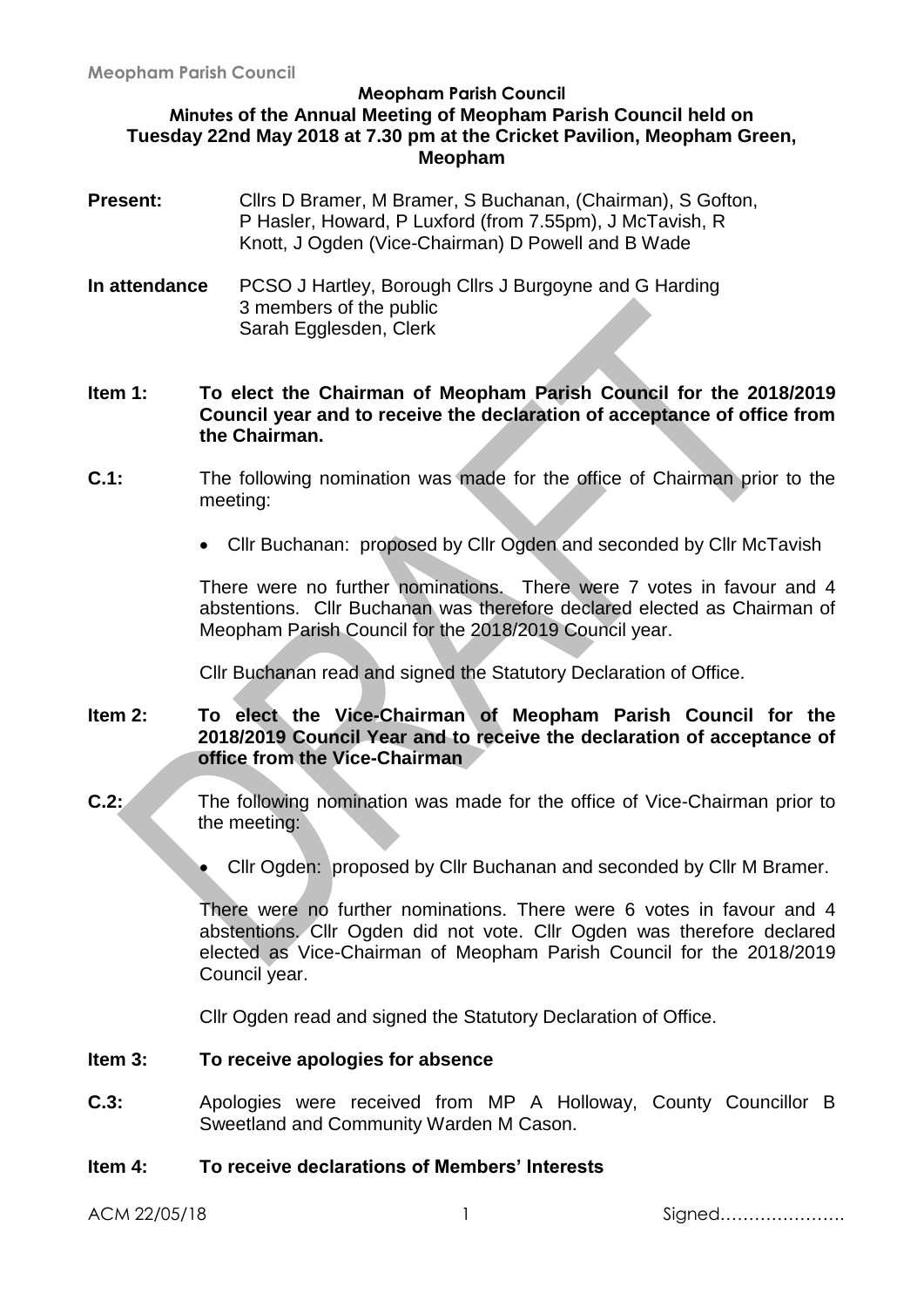**Meopham Parish Council**

**Minutes of the Annual Meeting of Meopham Parish Council held on Tuesday 22nd May 2018 at 7.30 pm at the Cricket Pavilion, Meopham Green, Meopham**

**Present:** Cllrs D Bramer, M Bramer, S Buchanan, (Chairman), S Gofton, P Hasler, Howard, P Luxford (from 7.55pm), J McTavish, R Knott, J Ogden (Vice-Chairman) D Powell and B Wade

**In attendance** PCSO J Hartley, Borough Cllrs J Burgoyne and G Harding
3 members of the public
Sarah Egglesden, Clerk

**Item 1: To elect the Chairman of Meopham Parish Council for the 2018/2019 Council year and to receive the declaration of acceptance of office from the Chairman.**

**C.1:** The following nomination was made for the office of Chairman prior to the meeting:

- Cllr Buchanan: proposed by Cllr Ogden and seconded by Cllr McTavish

There were no further nominations. There were 7 votes in favour and 4 abstentions. Cllr Buchanan was therefore declared elected as Chairman of Meopham Parish Council for the 2018/2019 Council year.

Cllr Buchanan read and signed the Statutory Declaration of Office.

**Item 2: To elect the Vice-Chairman of Meopham Parish Council for the 2018/2019 Council Year and to receive the declaration of acceptance of office from the Vice-Chairman**

**C.2:** The following nomination was made for the office of Vice-Chairman prior to the meeting:

- Cllr Ogden: proposed by Cllr Buchanan and seconded by Cllr M Bramer.

There were no further nominations. There were 6 votes in favour and 4 abstentions. Cllr Ogden did not vote. Cllr Ogden was therefore declared elected as Vice-Chairman of Meopham Parish Council for the 2018/2019 Council year.

Cllr Ogden read and signed the Statutory Declaration of Office.

**Item 3: To receive apologies for absence**

**C.3:** Apologies were received from MP A Holloway, County Councillor B Sweetland and Community Warden M Cason.

**Item 4: To receive declarations of Members' Interests**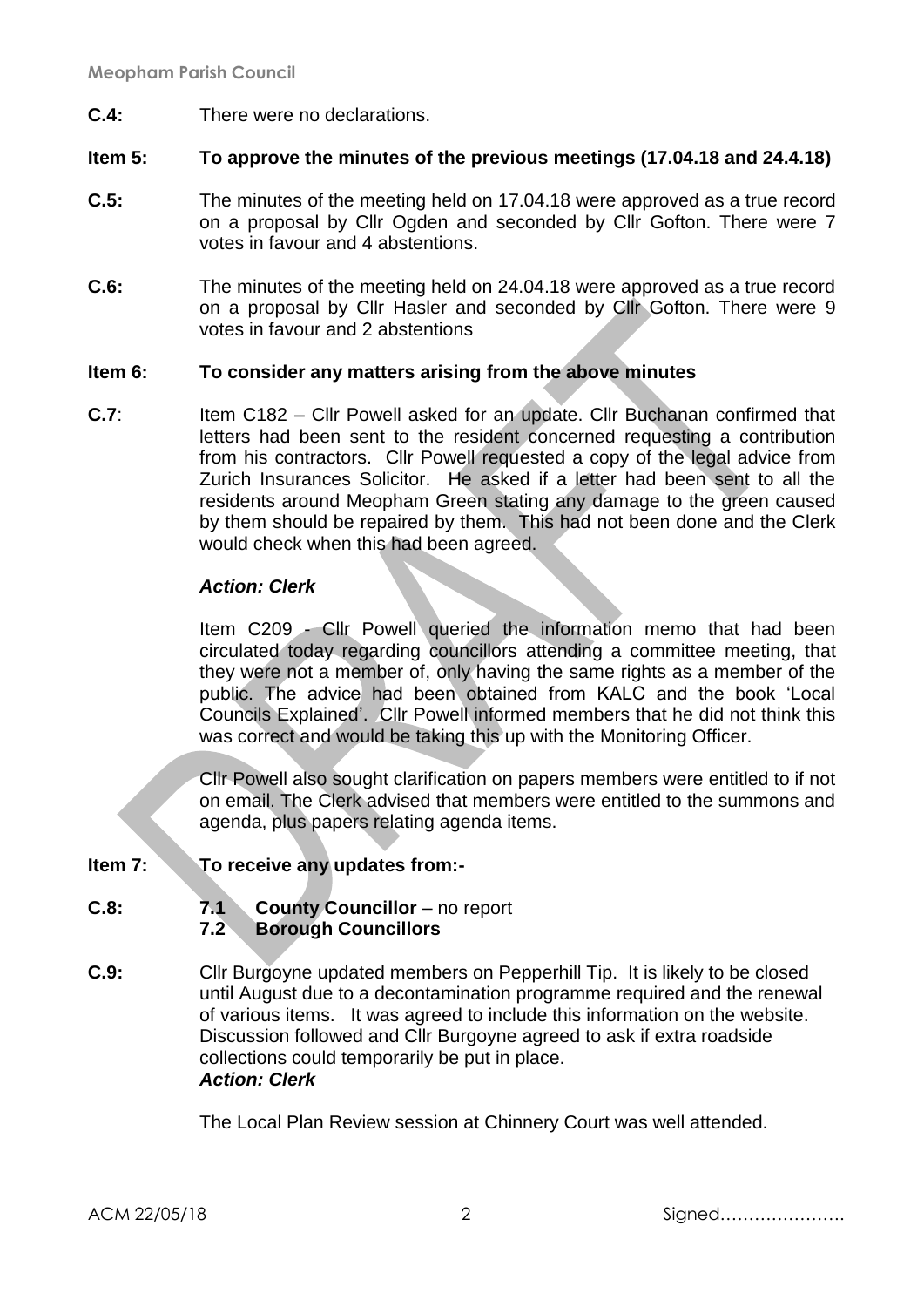**C.4:** There were no declarations.

**Item 5: To approve the minutes of the previous meetings (17.04.18 and 24.4.18)**

**C.5:** The minutes of the meeting held on 17.04.18 were approved as a true record on a proposal by Cllr Ogden and seconded by Cllr Gofton. There were 7 votes in favour and 4 abstentions.

**C.6:** The minutes of the meeting held on 24.04.18 were approved as a true record on a proposal by Cllr Hasler and seconded by Cllr Gofton. There were 9 votes in favour and 2 abstentions

**Item 6: To consider any matters arising from the above minutes**

**C.7**: Item C182 – Cllr Powell asked for an update. Cllr Buchanan confirmed that letters had been sent to the resident concerned requesting a contribution from his contractors. Cllr Powell requested a copy of the legal advice from Zurich Insurances Solicitor. He asked if a letter had been sent to all the residents around Meopham Green stating any damage to the green caused by them should be repaired by them. This had not been done and the Clerk would check when this had been agreed.

***Action: Clerk***

Item C209 - Cllr Powell queried the information memo that had been circulated today regarding councillors attending a committee meeting, that they were not a member of, only having the same rights as a member of the public. The advice had been obtained from KALC and the book 'Local Councils Explained'. Cllr Powell informed members that he did not think this was correct and would be taking this up with the Monitoring Officer.

Cllr Powell also sought clarification on papers members were entitled to if not on email. The Clerk advised that members were entitled to the summons and agenda, plus papers relating agenda items.

**Item 7: To receive any updates from:-**

**C.8:** **7.1 County Councillor** – no report
**7.2 Borough Councillors**

**C.9:** Cllr Burgoyne updated members on Pepperhill Tip. It is likely to be closed until August due to a decontamination programme required and the renewal of various items. It was agreed to include this information on the website. Discussion followed and Cllr Burgoyne agreed to ask if extra roadside collections could temporarily be put in place.
***Action: Clerk***

The Local Plan Review session at Chinnery Court was well attended.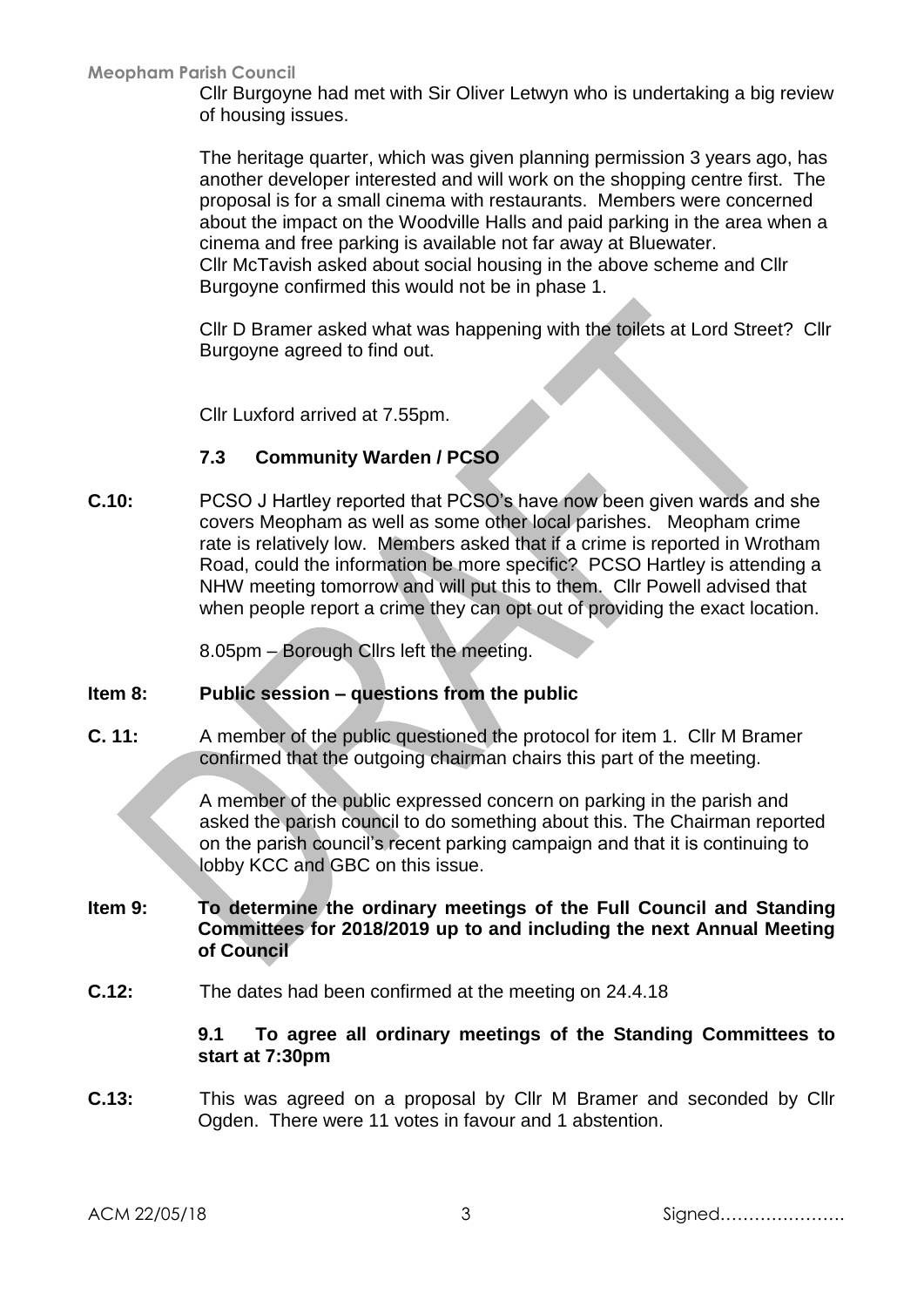Cllr Burgoyne had met with Sir Oliver Letwyn who is undertaking a big review of housing issues.

The heritage quarter, which was given planning permission 3 years ago, has another developer interested and will work on the shopping centre first. The proposal is for a small cinema with restaurants. Members were concerned about the impact on the Woodville Halls and paid parking in the area when a cinema and free parking is available not far away at Bluewater.
Cllr McTavish asked about social housing in the above scheme and Cllr Burgoyne confirmed this would not be in phase 1.

Cllr D Bramer asked what was happening with the toilets at Lord Street? Cllr Burgoyne agreed to find out.

Cllr Luxford arrived at 7.55pm.

### 7.3 Community Warden / PCSO

**C.10:** PCSO J Hartley reported that PCSO's have now been given wards and she covers Meopham as well as some other local parishes. Meopham crime rate is relatively low. Members asked that if a crime is reported in Wrotham Road, could the information be more specific? PCSO Hartley is attending a NHW meeting tomorrow and will put this to them. Cllr Powell advised that when people report a crime they can opt out of providing the exact location.

8.05pm – Borough Cllrs left the meeting.

## Item 8: Public session – questions from the public

**C. 11:** A member of the public questioned the protocol for item 1. Cllr M Bramer confirmed that the outgoing chairman chairs this part of the meeting.

A member of the public expressed concern on parking in the parish and asked the parish council to do something about this. The Chairman reported on the parish council's recent parking campaign and that it is continuing to lobby KCC and GBC on this issue.

## Item 9: To determine the ordinary meetings of the Full Council and Standing Committees for 2018/2019 up to and including the next Annual Meeting of Council

**C.12:** The dates had been confirmed at the meeting on 24.4.18

### 9.1 To agree all ordinary meetings of the Standing Committees to start at 7:30pm

**C.13:** This was agreed on a proposal by Cllr M Bramer and seconded by Cllr Ogden. There were 11 votes in favour and 1 abstention.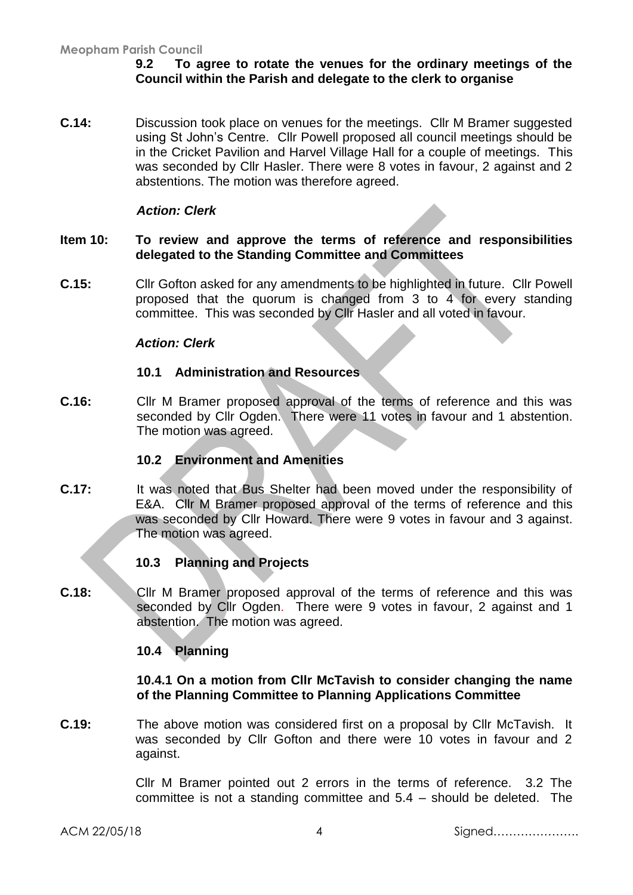**9.2 To agree to rotate the venues for the ordinary meetings of the Council within the Parish and delegate to the clerk to organise**

**C.14:** Discussion took place on venues for the meetings. Cllr M Bramer suggested using St John's Centre. Cllr Powell proposed all council meetings should be in the Cricket Pavilion and Harvel Village Hall for a couple of meetings. This was seconded by Cllr Hasler. There were 8 votes in favour, 2 against and 2 abstentions. The motion was therefore agreed.

***Action: Clerk***

**Item 10: To review and approve the terms of reference and responsibilities delegated to the Standing Committee and Committees**

**C.15:** Cllr Gofton asked for any amendments to be highlighted in future. Cllr Powell proposed that the quorum is changed from 3 to 4 for every standing committee. This was seconded by Cllr Hasler and all voted in favour.

***Action: Clerk***

**10.1 Administration and Resources**

**C.16:** Cllr M Bramer proposed approval of the terms of reference and this was seconded by Cllr Ogden. There were 11 votes in favour and 1 abstention. The motion was agreed.

**10.2 Environment and Amenities**

**C.17:** It was noted that Bus Shelter had been moved under the responsibility of E&A. Cllr M Bramer proposed approval of the terms of reference and this was seconded by Cllr Howard. There were 9 votes in favour and 3 against. The motion was agreed.

**10.3 Planning and Projects**

**C.18:** Cllr M Bramer proposed approval of the terms of reference and this was seconded by Cllr Ogden. There were 9 votes in favour, 2 against and 1 abstention. The motion was agreed.

**10.4 Planning**

**10.4.1 On a motion from Cllr McTavish to consider changing the name of the Planning Committee to Planning Applications Committee**

**C.19:** The above motion was considered first on a proposal by Cllr McTavish. It was seconded by Cllr Gofton and there were 10 votes in favour and 2 against.

Cllr M Bramer pointed out 2 errors in the terms of reference. 3.2 The committee is not a standing committee and 5.4 – should be deleted. The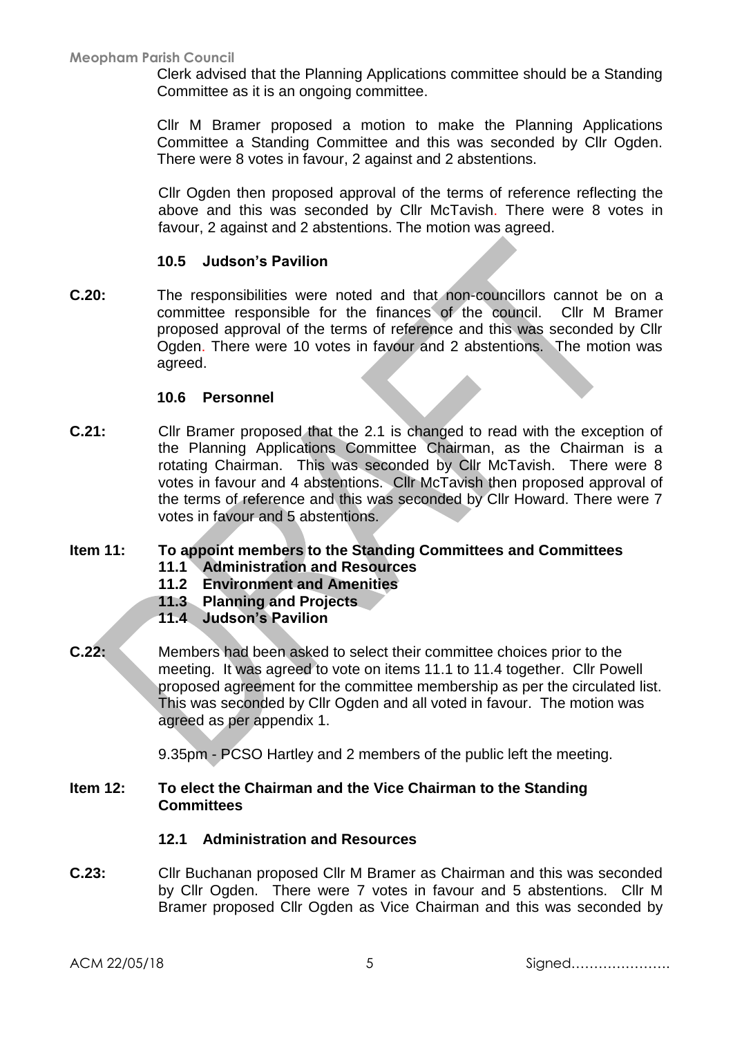Clerk advised that the Planning Applications committee should be a Standing Committee as it is an ongoing committee.

Cllr M Bramer proposed a motion to make the Planning Applications Committee a Standing Committee and this was seconded by Cllr Ogden. There were 8 votes in favour, 2 against and 2 abstentions.

Cllr Ogden then proposed approval of the terms of reference reflecting the above and this was seconded by Cllr McTavish. There were 8 votes in favour, 2 against and 2 abstentions. The motion was agreed.

**10.5 Judson's Pavilion**

**C.20:** The responsibilities were noted and that non-councillors cannot be on a committee responsible for the finances of the council. Cllr M Bramer proposed approval of the terms of reference and this was seconded by Cllr Ogden. There were 10 votes in favour and 2 abstentions. The motion was agreed.

**10.6 Personnel**

**C.21:** Cllr Bramer proposed that the 2.1 is changed to read with the exception of the Planning Applications Committee Chairman, as the Chairman is a rotating Chairman. This was seconded by Cllr McTavish. There were 8 votes in favour and 4 abstentions. Cllr McTavish then proposed approval of the terms of reference and this was seconded by Cllr Howard. There were 7 votes in favour and 5 abstentions.

**Item 11: To appoint members to the Standing Committees and Committees**

**11.1 Administration and Resources**
**11.2 Environment and Amenities**
**11.3 Planning and Projects**
**11.4 Judson's Pavilion**

**C.22:** Members had been asked to select their committee choices prior to the meeting. It was agreed to vote on items 11.1 to 11.4 together. Cllr Powell proposed agreement for the committee membership as per the circulated list. This was seconded by Cllr Ogden and all voted in favour. The motion was agreed as per appendix 1.

9.35pm - PCSO Hartley and 2 members of the public left the meeting.

**Item 12: To elect the Chairman and the Vice Chairman to the Standing Committees**

**12.1 Administration and Resources**

**C.23:** Cllr Buchanan proposed Cllr M Bramer as Chairman and this was seconded by Cllr Ogden. There were 7 votes in favour and 5 abstentions. Cllr M Bramer proposed Cllr Ogden as Vice Chairman and this was seconded by

ACM 22/05/18 Signed…………………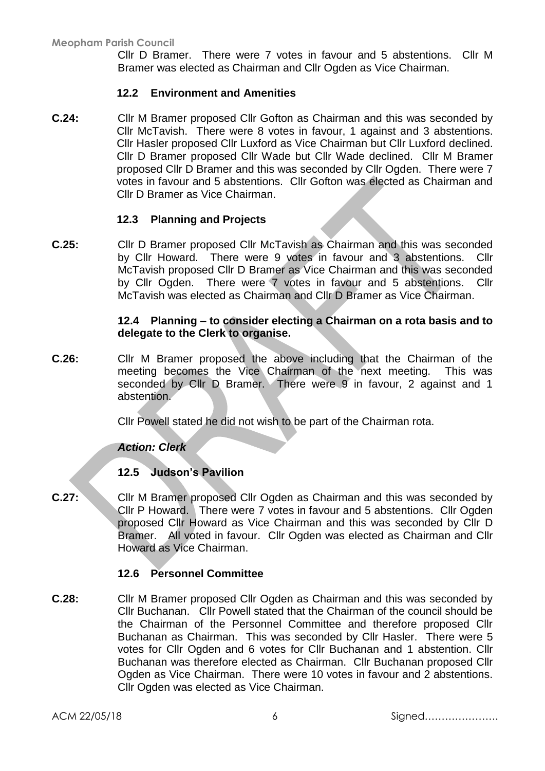Cllr D Bramer. There were 7 votes in favour and 5 abstentions. Cllr M Bramer was elected as Chairman and Cllr Ogden as Vice Chairman.

### 12.2 Environment and Amenities

**C.24:** Cllr M Bramer proposed Cllr Gofton as Chairman and this was seconded by Cllr McTavish. There were 8 votes in favour, 1 against and 3 abstentions. Cllr Hasler proposed Cllr Luxford as Vice Chairman but Cllr Luxford declined. Cllr D Bramer proposed Cllr Wade but Cllr Wade declined. Cllr M Bramer proposed Cllr D Bramer and this was seconded by Cllr Ogden. There were 7 votes in favour and 5 abstentions. Cllr Gofton was elected as Chairman and Cllr D Bramer as Vice Chairman.

### 12.3 Planning and Projects

**C.25:** Cllr D Bramer proposed Cllr McTavish as Chairman and this was seconded by Cllr Howard. There were 9 votes in favour and 3 abstentions. Cllr McTavish proposed Cllr D Bramer as Vice Chairman and this was seconded by Cllr Ogden. There were 7 votes in favour and 5 abstentions. Cllr McTavish was elected as Chairman and Cllr D Bramer as Vice Chairman.

### 12.4 Planning – to consider electing a Chairman on a rota basis and to delegate to the Clerk to organise.

**C.26:** Cllr M Bramer proposed the above including that the Chairman of the meeting becomes the Vice Chairman of the next meeting. This was seconded by Cllr D Bramer. There were 9 in favour, 2 against and 1 abstention.

Cllr Powell stated he did not wish to be part of the Chairman rota.

***Action: Clerk***

### 12.5 Judson's Pavilion

**C.27:** Cllr M Bramer proposed Cllr Ogden as Chairman and this was seconded by Cllr P Howard. There were 7 votes in favour and 5 abstentions. Cllr Ogden proposed Cllr Howard as Vice Chairman and this was seconded by Cllr D Bramer. All voted in favour. Cllr Ogden was elected as Chairman and Cllr Howard as Vice Chairman.

### 12.6 Personnel Committee

**C.28:** Cllr M Bramer proposed Cllr Ogden as Chairman and this was seconded by Cllr Buchanan. Cllr Powell stated that the Chairman of the council should be the Chairman of the Personnel Committee and therefore proposed Cllr Buchanan as Chairman. This was seconded by Cllr Hasler. There were 5 votes for Cllr Ogden and 6 votes for Cllr Buchanan and 1 abstention. Cllr Buchanan was therefore elected as Chairman. Cllr Buchanan proposed Cllr Ogden as Vice Chairman. There were 10 votes in favour and 2 abstentions. Cllr Ogden was elected as Vice Chairman.

ACM 22/05/18 Signed…………………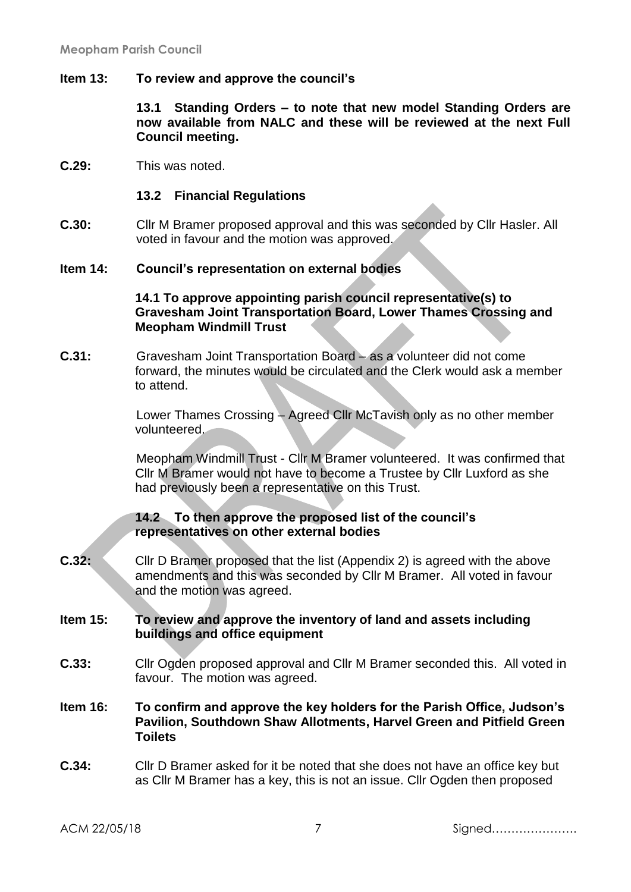**Item 13: To review and approve the council's**

**13.1 Standing Orders – to note that new model Standing Orders are now available from NALC and these will be reviewed at the next Full Council meeting.**

**C.29:** This was noted.

**13.2 Financial Regulations**

**C.30:** Cllr M Bramer proposed approval and this was seconded by Cllr Hasler. All voted in favour and the motion was approved.

**Item 14: Council's representation on external bodies**

**14.1 To approve appointing parish council representative(s) to Gravesham Joint Transportation Board, Lower Thames Crossing and Meopham Windmill Trust**

**C.31:** Gravesham Joint Transportation Board – as a volunteer did not come forward, the minutes would be circulated and the Clerk would ask a member to attend.

Lower Thames Crossing – Agreed Cllr McTavish only as no other member volunteered.

Meopham Windmill Trust - Cllr M Bramer volunteered. It was confirmed that Cllr M Bramer would not have to become a Trustee by Cllr Luxford as she had previously been a representative on this Trust.

**14.2 To then approve the proposed list of the council's representatives on other external bodies**

**C.32:** Cllr D Bramer proposed that the list (Appendix 2) is agreed with the above amendments and this was seconded by Cllr M Bramer. All voted in favour and the motion was agreed.

**Item 15: To review and approve the inventory of land and assets including buildings and office equipment**

**C.33:** Cllr Ogden proposed approval and Cllr M Bramer seconded this. All voted in favour. The motion was agreed.

**Item 16: To confirm and approve the key holders for the Parish Office, Judson's Pavilion, Southdown Shaw Allotments, Harvel Green and Pitfield Green Toilets**

**C.34:** Cllr D Bramer asked for it be noted that she does not have an office key but as Cllr M Bramer has a key, this is not an issue. Cllr Ogden then proposed

ACM 22/05/18 Signed…………………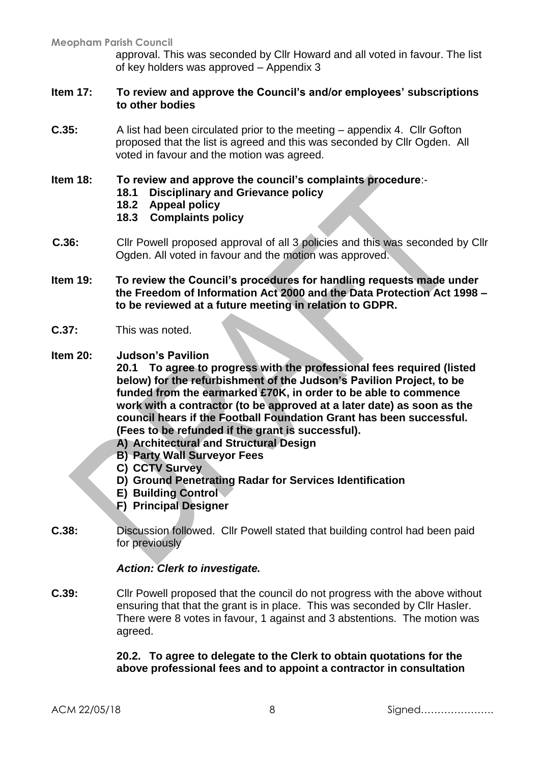approval. This was seconded by Cllr Howard and all voted in favour. The list of key holders was approved – Appendix 3

**Item 17: To review and approve the Council's and/or employees' subscriptions to other bodies**

**C.35:** A list had been circulated prior to the meeting – appendix 4. Cllr Gofton proposed that the list is agreed and this was seconded by Cllr Ogden. All voted in favour and the motion was agreed.

**Item 18: To review and approve the council's complaints procedure**:-

**18.1 Disciplinary and Grievance policy**
**18.2 Appeal policy**
**18.3 Complaints policy**

**C.36:** Cllr Powell proposed approval of all 3 policies and this was seconded by Cllr Ogden. All voted in favour and the motion was approved.

**Item 19: To review the Council's procedures for handling requests made under the Freedom of Information Act 2000 and the Data Protection Act 1998 – to be reviewed at a future meeting in relation to GDPR.**

**C.37:** This was noted.

**Item 20: Judson's Pavilion**

**20.1 To agree to progress with the professional fees required (listed below) for the refurbishment of the Judson's Pavilion Project, to be funded from the earmarked £70K, in order to be able to commence work with a contractor (to be approved at a later date) as soon as the council hears if the Football Foundation Grant has been successful. (Fees to be refunded if the grant is successful).**

**A) Architectural and Structural Design**
**B) Party Wall Surveyor Fees**
**C) CCTV Survey**
**D) Ground Penetrating Radar for Services Identification**
**E) Building Control**
**F) Principal Designer**

**C.38:** Discussion followed. Cllr Powell stated that building control had been paid for previously

***Action: Clerk to investigate.***

**C.39:** Cllr Powell proposed that the council do not progress with the above without ensuring that that the grant is in place. This was seconded by Cllr Hasler. There were 8 votes in favour, 1 against and 3 abstentions. The motion was agreed.

**20.2. To agree to delegate to the Clerk to obtain quotations for the above professional fees and to appoint a contractor in consultation**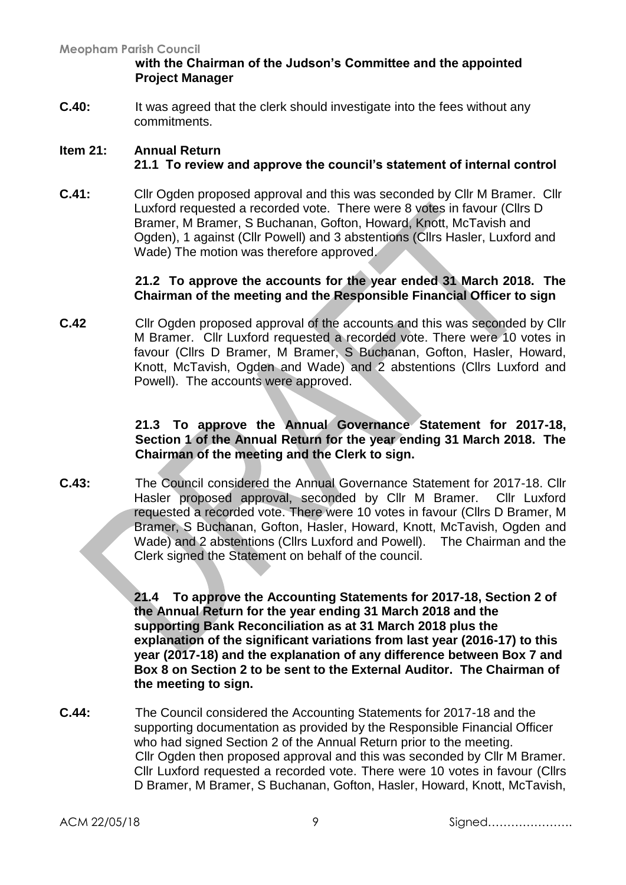**with the Chairman of the Judson's Committee and the appointed Project Manager**

**C.40:** It was agreed that the clerk should investigate into the fees without any commitments.

**Item 21: Annual Return**

**21.1 To review and approve the council's statement of internal control**

**C.41:** Cllr Ogden proposed approval and this was seconded by Cllr M Bramer. Cllr Luxford requested a recorded vote. There were 8 votes in favour (Cllrs D Bramer, M Bramer, S Buchanan, Gofton, Howard, Knott, McTavish and Ogden), 1 against (Cllr Powell) and 3 abstentions (Cllrs Hasler, Luxford and Wade) The motion was therefore approved.

**21.2 To approve the accounts for the year ended 31 March 2018. The Chairman of the meeting and the Responsible Financial Officer to sign**

**C.42** Cllr Ogden proposed approval of the accounts and this was seconded by Cllr M Bramer. Cllr Luxford requested a recorded vote. There were 10 votes in favour (Cllrs D Bramer, M Bramer, S Buchanan, Gofton, Hasler, Howard, Knott, McTavish, Ogden and Wade) and 2 abstentions (Cllrs Luxford and Powell). The accounts were approved.

**21.3 To approve the Annual Governance Statement for 2017-18, Section 1 of the Annual Return for the year ending 31 March 2018. The Chairman of the meeting and the Clerk to sign.**

**C.43:** The Council considered the Annual Governance Statement for 2017-18. Cllr Hasler proposed approval, seconded by Cllr M Bramer. Cllr Luxford requested a recorded vote. There were 10 votes in favour (Cllrs D Bramer, M Bramer, S Buchanan, Gofton, Hasler, Howard, Knott, McTavish, Ogden and Wade) and 2 abstentions (Cllrs Luxford and Powell). The Chairman and the Clerk signed the Statement on behalf of the council.

**21.4 To approve the Accounting Statements for 2017-18, Section 2 of the Annual Return for the year ending 31 March 2018 and the supporting Bank Reconciliation as at 31 March 2018 plus the explanation of the significant variations from last year (2016-17) to this year (2017-18) and the explanation of any difference between Box 7 and Box 8 on Section 2 to be sent to the External Auditor. The Chairman of the meeting to sign.**

**C.44:** The Council considered the Accounting Statements for 2017-18 and the supporting documentation as provided by the Responsible Financial Officer who had signed Section 2 of the Annual Return prior to the meeting. Cllr Ogden then proposed approval and this was seconded by Cllr M Bramer. Cllr Luxford requested a recorded vote. There were 10 votes in favour (Cllrs D Bramer, M Bramer, S Buchanan, Gofton, Hasler, Howard, Knott, McTavish,

ACM 22/05/18 Signed………………….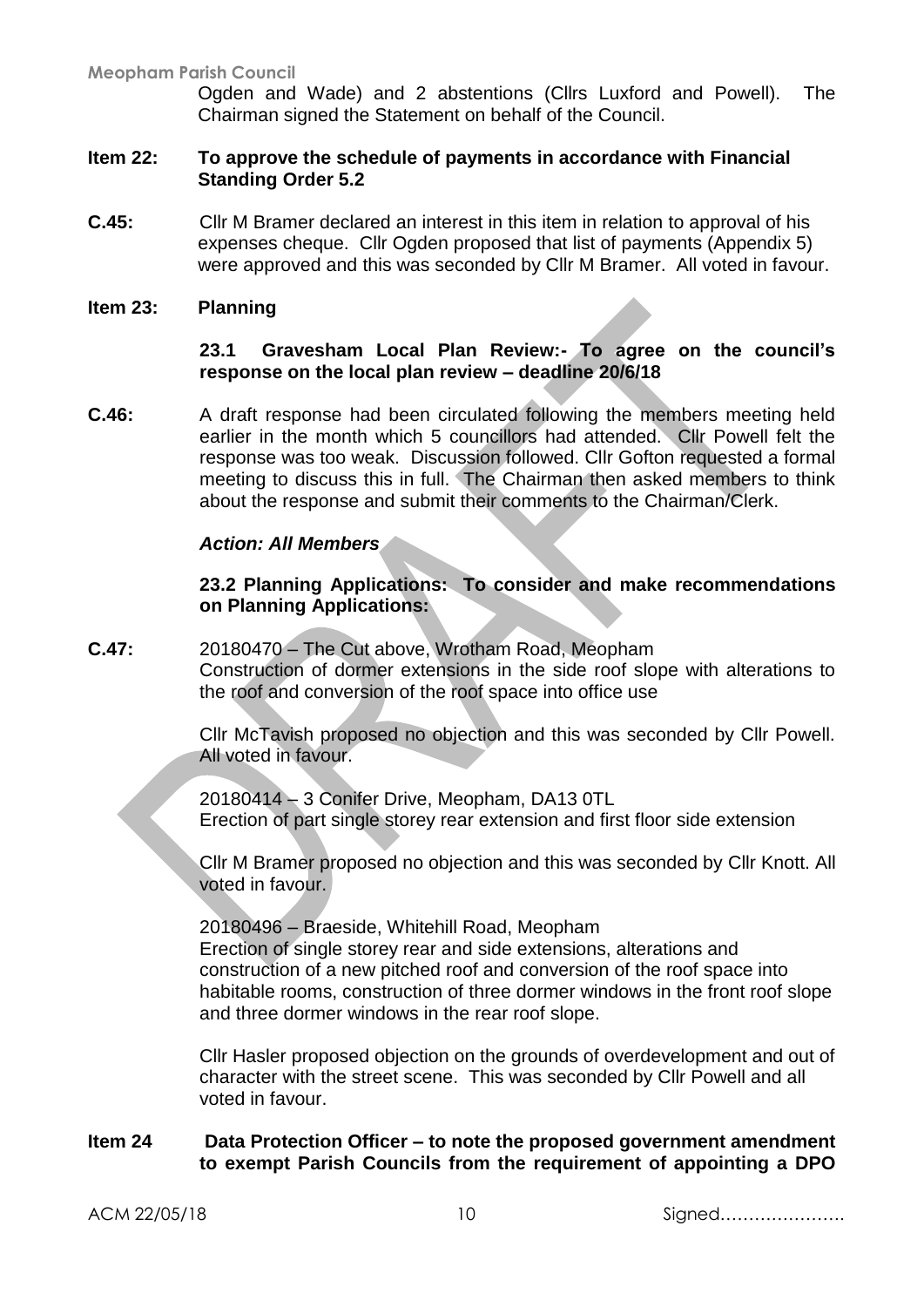Ogden and Wade) and 2 abstentions (Cllrs Luxford and Powell). The Chairman signed the Statement on behalf of the Council.

**Item 22: To approve the schedule of payments in accordance with Financial Standing Order 5.2**

**C.45:** Cllr M Bramer declared an interest in this item in relation to approval of his expenses cheque. Cllr Ogden proposed that list of payments (Appendix 5) were approved and this was seconded by Cllr M Bramer. All voted in favour.

**Item 23: Planning**

**23.1 Gravesham Local Plan Review:- To agree on the council's response on the local plan review – deadline 20/6/18**

**C.46:** A draft response had been circulated following the members meeting held earlier in the month which 5 councillors had attended. Cllr Powell felt the response was too weak. Discussion followed. Cllr Gofton requested a formal meeting to discuss this in full. The Chairman then asked members to think about the response and submit their comments to the Chairman/Clerk.

***Action: All Members***

**23.2 Planning Applications: To consider and make recommendations on Planning Applications:**

**C.47:** 20180470 – The Cut above, Wrotham Road, Meopham
Construction of dormer extensions in the side roof slope with alterations to the roof and conversion of the roof space into office use

Cllr McTavish proposed no objection and this was seconded by Cllr Powell. All voted in favour.

20180414 – 3 Conifer Drive, Meopham, DA13 0TL
Erection of part single storey rear extension and first floor side extension

Cllr M Bramer proposed no objection and this was seconded by Cllr Knott. All voted in favour.

20180496 – Braeside, Whitehill Road, Meopham
Erection of single storey rear and side extensions, alterations and construction of a new pitched roof and conversion of the roof space into habitable rooms, construction of three dormer windows in the front roof slope and three dormer windows in the rear roof slope.

Cllr Hasler proposed objection on the grounds of overdevelopment and out of character with the street scene. This was seconded by Cllr Powell and all voted in favour.

**Item 24 Data Protection Officer – to note the proposed government amendment to exempt Parish Councils from the requirement of appointing a DPO**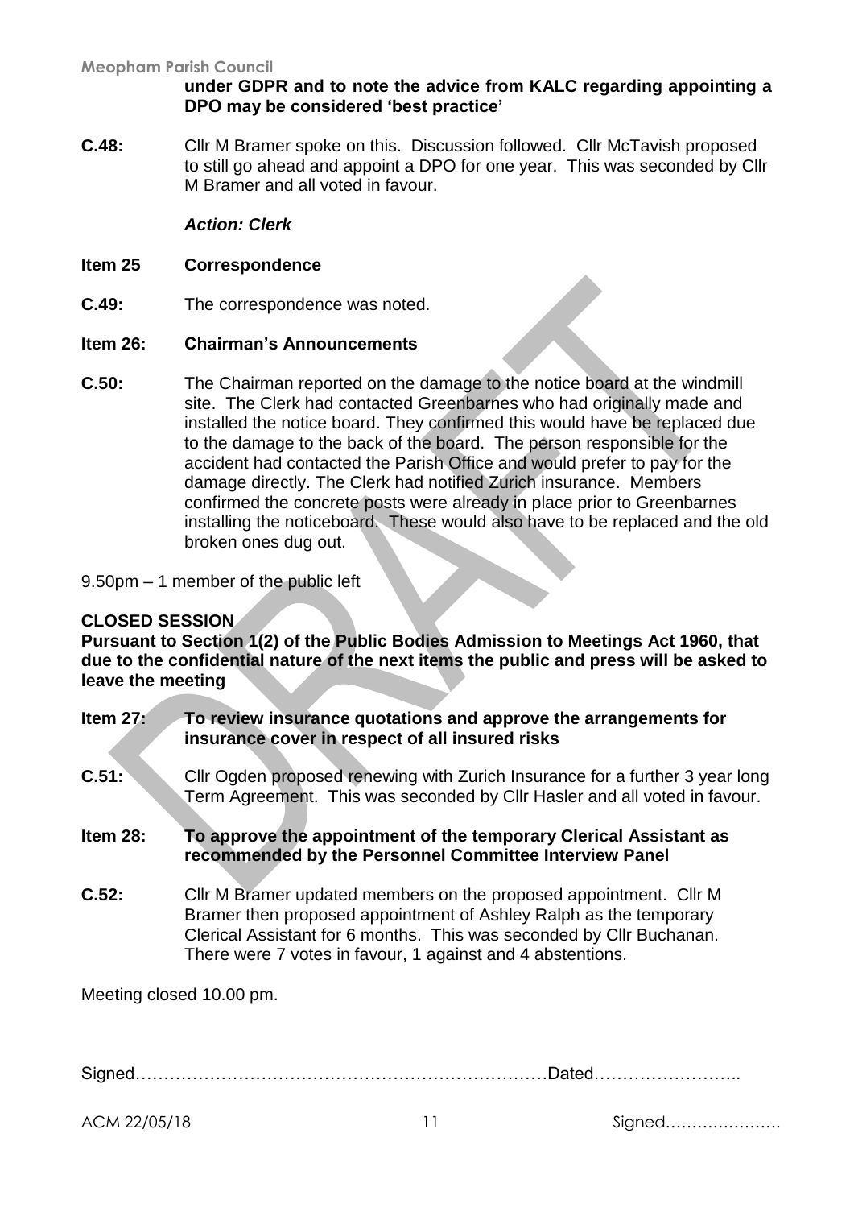**under GDPR and to note the advice from KALC regarding appointing a DPO may be considered 'best practice'**

**C.48:** Cllr M Bramer spoke on this. Discussion followed. Cllr McTavish proposed to still go ahead and appoint a DPO for one year. This was seconded by Cllr M Bramer and all voted in favour.

***Action: Clerk***

**Item 25 Correspondence**

**C.49:** The correspondence was noted.

**Item 26: Chairman's Announcements**

**C.50:** The Chairman reported on the damage to the notice board at the windmill site. The Clerk had contacted Greenbarnes who had originally made and installed the notice board. They confirmed this would have be replaced due to the damage to the back of the board. The person responsible for the accident had contacted the Parish Office and would prefer to pay for the damage directly. The Clerk had notified Zurich insurance. Members confirmed the concrete posts were already in place prior to Greenbarnes installing the noticeboard. These would also have to be replaced and the old broken ones dug out.

9.50pm – 1 member of the public left

**CLOSED SESSION**

**Pursuant to Section 1(2) of the Public Bodies Admission to Meetings Act 1960, that due to the confidential nature of the next items the public and press will be asked to leave the meeting**

**Item 27: To review insurance quotations and approve the arrangements for insurance cover in respect of all insured risks**

**C.51:** Cllr Ogden proposed renewing with Zurich Insurance for a further 3 year long Term Agreement. This was seconded by Cllr Hasler and all voted in favour.

**Item 28: To approve the appointment of the temporary Clerical Assistant as recommended by the Personnel Committee Interview Panel**

**C.52:** Cllr M Bramer updated members on the proposed appointment. Cllr M Bramer then proposed appointment of Ashley Ralph as the temporary Clerical Assistant for 6 months. This was seconded by Cllr Buchanan. There were 7 votes in favour, 1 against and 4 abstentions.

Meeting closed 10.00 pm.

Signed……………………………………………………………Dated……………………..

Signed…………………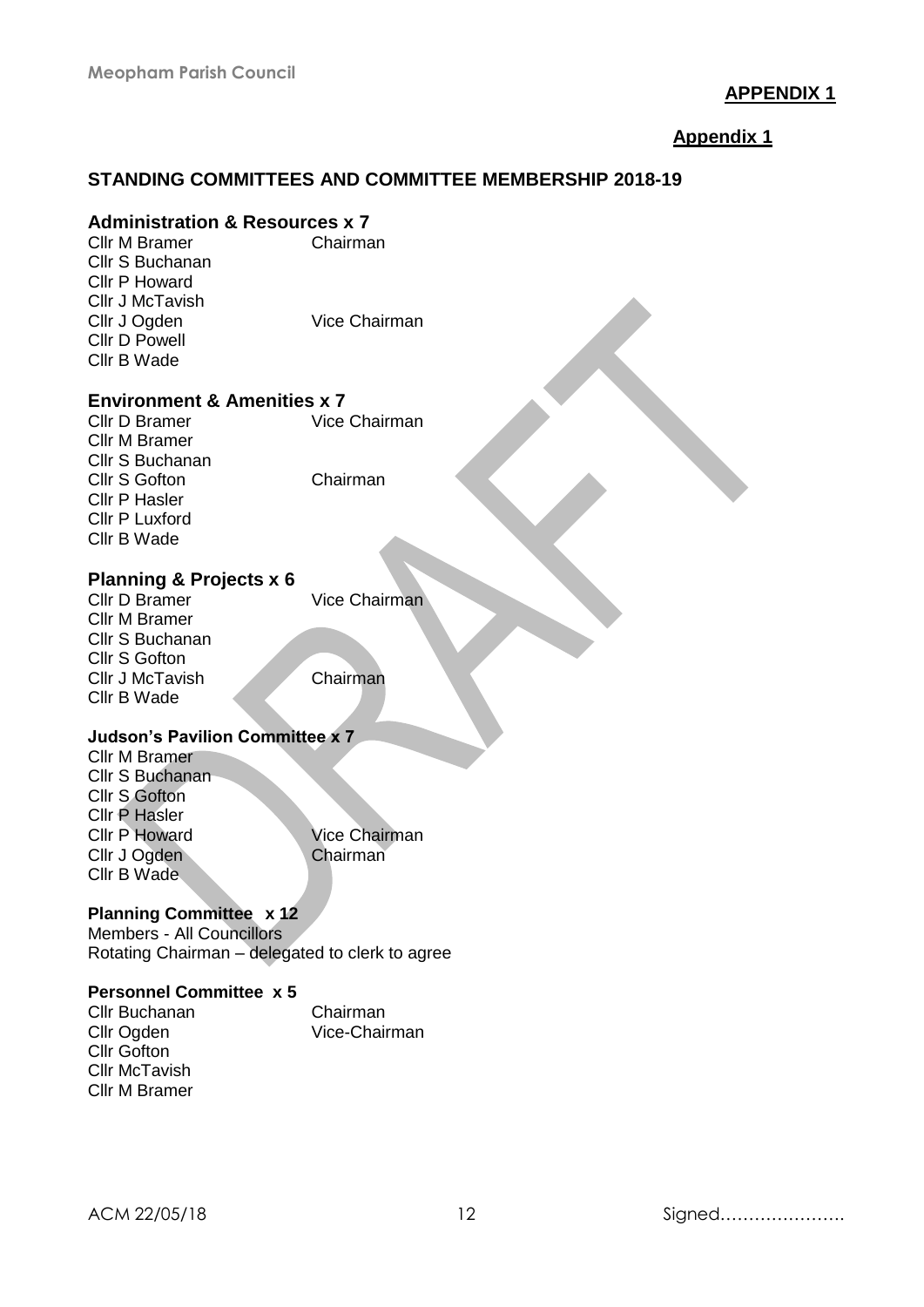**APPENDIX 1**

**Appendix 1**

## STANDING COMMITTEES AND COMMITTEE MEMBERSHIP 2018-19

### Administration & Resources x 7

| | |
|---|---|
| Cllr M Bramer | Chairman |
| Cllr S Buchanan | |
| Cllr P Howard | |
| Cllr J McTavish | |
| Cllr J Ogden | Vice Chairman |
| Cllr D Powell | |
| Cllr B Wade | |

### Environment & Amenities x 7

| | |
|---|---|
| Cllr D Bramer | Vice Chairman |
| Cllr M Bramer | |
| Cllr S Buchanan | |
| Cllr S Gofton | Chairman |
| Cllr P Hasler | |
| Cllr P Luxford | |
| Cllr B Wade | |

### Planning & Projects x 6

| | |
|---|---|
| Cllr D Bramer | Vice Chairman |
| Cllr M Bramer | |
| Cllr S Buchanan | |
| Cllr S Gofton | |
| Cllr J McTavish | Chairman |
| Cllr B Wade | |

### Judson's Pavilion Committee x 7

| | |
|---|---|
| Cllr M Bramer | |
| Cllr S Buchanan | |
| Cllr S Gofton | |
| Cllr P Hasler | |
| Cllr P Howard | Vice Chairman |
| Cllr J Ogden | Chairman |
| Cllr B Wade | |

### Planning Committee x 12

Members - All Councillors
Rotating Chairman – delegated to clerk to agree

### Personnel Committee x 5

| | |
|---|---|
| Cllr Buchanan | Chairman |
| Cllr Ogden | Vice-Chairman |
| Cllr Gofton | |
| Cllr McTavish | |
| Cllr M Bramer | |

ACM 22/05/18 Signed………………….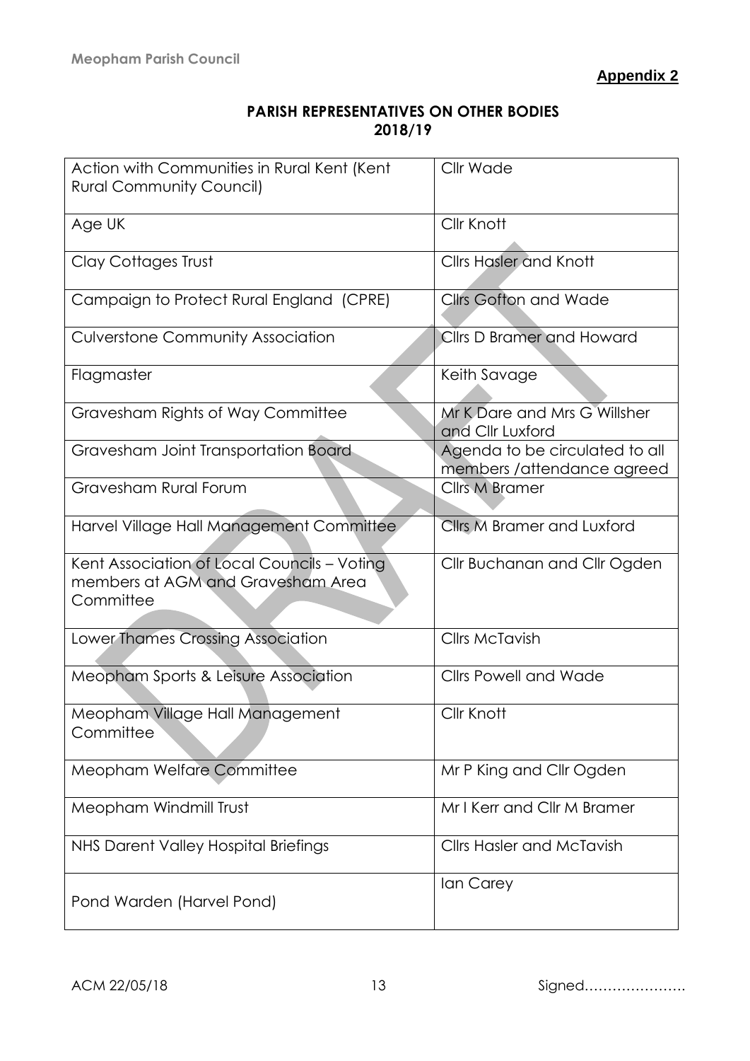**Meopham Parish Council**

**Appendix 2**

## PARISH REPRESENTATIVES ON OTHER BODIES 2018/19

| | |
|---|---|
| Action with Communities in Rural Kent (Kent Rural Community Council) | Cllr Wade |
| Age UK | Cllr Knott |
| Clay Cottages Trust | Cllrs Hasler and Knott |
| Campaign to Protect Rural England (CPRE) | Cllrs Gofton and Wade |
| Culverstone Community Association | Cllrs D Bramer and Howard |
| Flagmaster | Keith Savage |
| Gravesham Rights of Way Committee | Mr K Dare and Mrs G Willsher and Cllr Luxford |
| Gravesham Joint Transportation Board | Agenda to be circulated to all members /attendance agreed |
| Gravesham Rural Forum | Cllrs M Bramer |
| Harvel Village Hall Management Committee | Cllrs M Bramer and Luxford |
| Kent Association of Local Councils – Voting members at AGM and Gravesham Area Committee | Cllr Buchanan and Cllr Ogden |
| Lower Thames Crossing Association | Cllrs McTavish |
| Meopham Sports & Leisure Association | Cllrs Powell and Wade |
| Meopham Village Hall Management Committee | Cllr Knott |
| Meopham Welfare Committee | Mr P King and Cllr Ogden |
| Meopham Windmill Trust | Mr I Kerr and Cllr M Bramer |
| NHS Darent Valley Hospital Briefings | Cllrs Hasler and McTavish |
| Pond Warden (Harvel Pond) | Ian Carey |

ACM 22/05/18 Signed………………….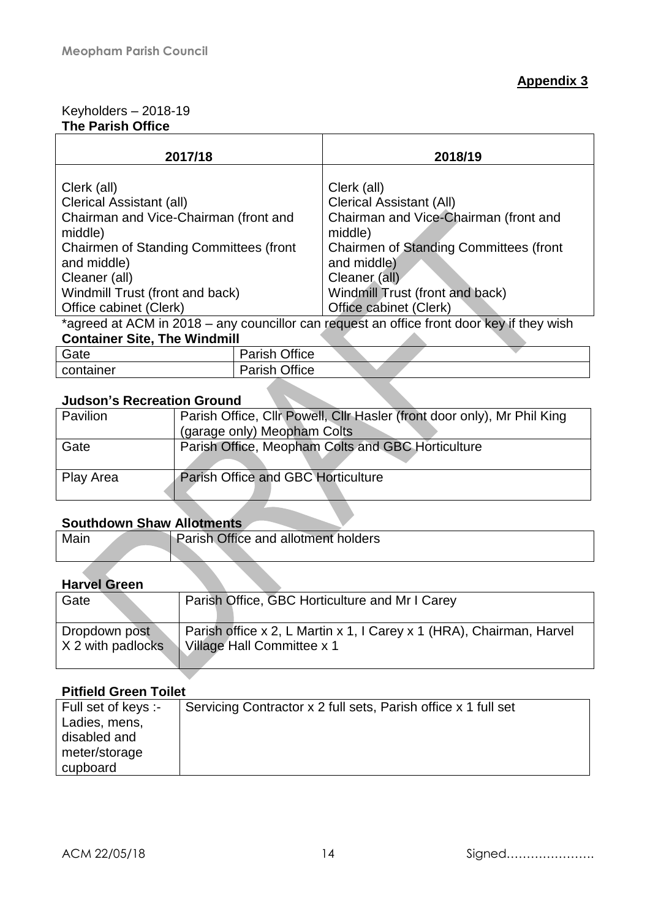**Appendix 3**

Keyholders – 2018-19

**The Parish Office**

| 2017/18 | 2018/19 |
|---|---|
| Clerk (all)<br>Clerical Assistant (all)<br>Chairman and Vice-Chairman (front and middle)<br>Chairmen of Standing Committees (front and middle)<br>Cleaner (all)<br>Windmill Trust (front and back)<br>Office cabinet (Clerk) | Clerk (all)<br>Clerical Assistant (All)<br>Chairman and Vice-Chairman (front and middle)<br>Chairmen of Standing Committees (front and middle)<br>Cleaner (all)<br>Windmill Trust (front and back)<br>Office cabinet (Clerk) |

*agreed at ACM in 2018 – any councillor can request an office front door key if they wish

**Container Site, The Windmill**

| | |
|---|---|
| Gate | Parish Office |
| container | Parish Office |

**Judson's Recreation Ground**

| | |
|---|---|
| Pavilion | Parish Office, Cllr Powell, Cllr Hasler (front door only), Mr Phil King (garage only) Meopham Colts |
| Gate | Parish Office, Meopham Colts and GBC Horticulture |
| Play Area | Parish Office and GBC Horticulture |

**Southdown Shaw Allotments**

| | |
|---|---|
| Main | Parish Office and allotment holders |

**Harvel Green**

| | |
|---|---|
| Gate | Parish Office, GBC Horticulture and Mr I Carey |
| Dropdown post X 2 with padlocks | Parish office x 2, L Martin x 1, I Carey x 1 (HRA), Chairman, Harvel Village Hall Committee x 1 |

**Pitfield Green Toilet**

| | |
|---|---|
| Full set of keys :- Ladies, mens, disabled and meter/storage cupboard | Servicing Contractor x 2 full sets, Parish office x 1 full set |

ACM 22/05/18 Signed…………………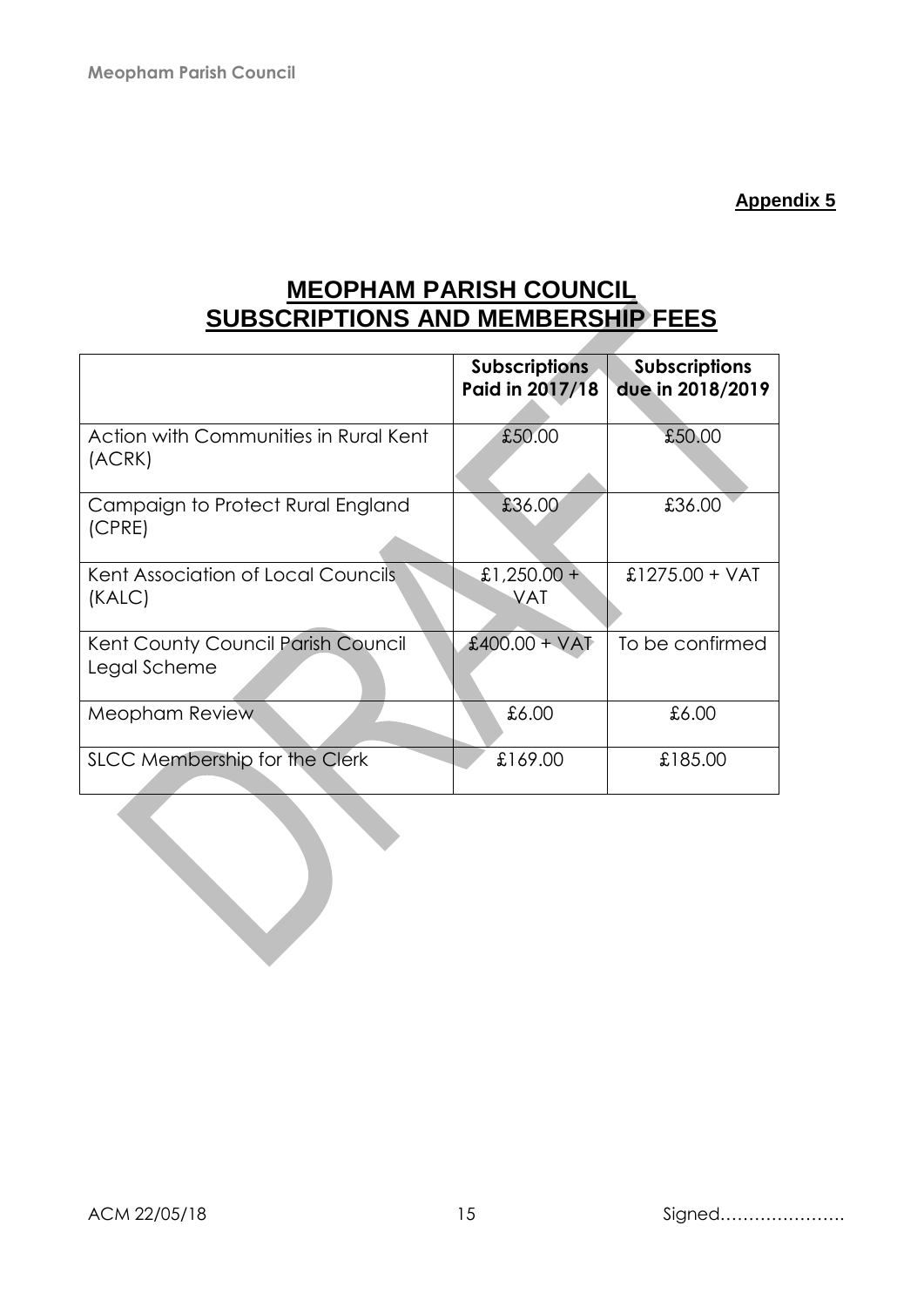**Appendix 5**

# MEOPHAM PARISH COUNCIL
# SUBSCRIPTIONS AND MEMBERSHIP FEES

| | Subscriptions Paid in 2017/18 | Subscriptions due in 2018/2019 |
|---|---|---|
| Action with Communities in Rural Kent (ACRK) | £50.00 | £50.00 |
| Campaign to Protect Rural England (CPRE) | £36.00 | £36.00 |
| Kent Association of Local Councils (KALC) | £1,250.00 + VAT | £1275.00 + VAT |
| Kent County Council Parish Council Legal Scheme | £400.00 + VAT | To be confirmed |
| Meopham Review | £6.00 | £6.00 |
| SLCC Membership for the Clerk | £169.00 | £185.00 |

ACM 22/05/18 Signed…………………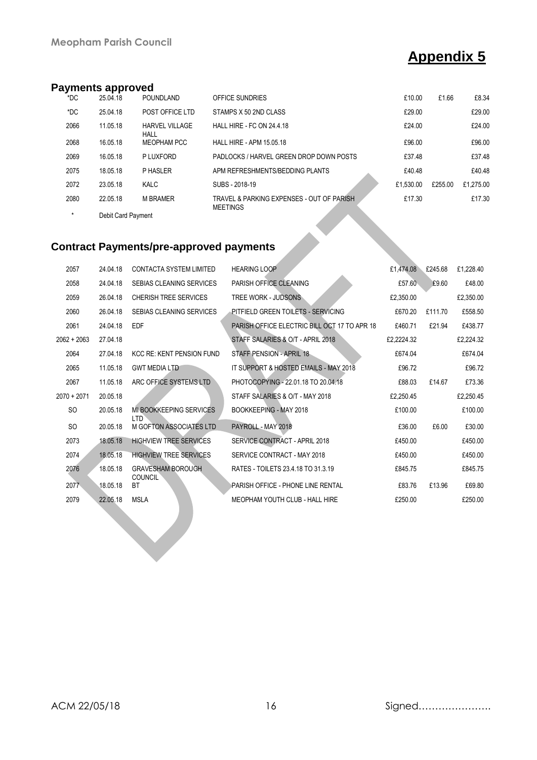**Meopham Parish Council**

# Appendix 5

## Payments approved

| | | | | | | |
|---|---|---|---|---|---|---|
| *DC | 25.04.18 | POUNDLAND | OFFICE SUNDRIES | £10.00 | £1.66 | £8.34 |
| *DC | 25.04.18 | POST OFFICE LTD | STAMPS X 50 2ND CLASS | £29.00 | | £29.00 |
| 2066 | 11.05.18 | HARVEL VILLAGE HALL | HALL HIRE - FC ON 24.4.18 | £24.00 | | £24.00 |
| 2068 | 16.05.18 | MEOPHAM PCC | HALL HIRE - APM 15.05.18 | £96.00 | | £96.00 |
| 2069 | 16.05.18 | P LUXFORD | PADLOCKS / HARVEL GREEN DROP DOWN POSTS | £37.48 | | £37.48 |
| 2075 | 18.05.18 | P HASLER | APM REFRESHMENTS/BEDDING PLANTS | £40.48 | | £40.48 |
| 2072 | 23.05.18 | KALC | SUBS - 2018-19 | £1,530.00 | £255.00 | £1,275.00 |
| 2080 | 22.05.18 | M BRAMER | TRAVEL & PARKING EXPENSES - OUT OF PARISH MEETINGS | £17.30 | | £17.30 |

\* Debit Card Payment

## Contract Payments/pre-approved payments

| | | | | | | |
|---|---|---|---|---|---|---|
| 2057 | 24.04.18 | CONTACTA SYSTEM LIMITED | HEARING LOOP | £1,474.08 | £245.68 | £1,228.40 |
| 2058 | 24.04.18 | SEBIAS CLEANING SERVICES | PARISH OFFICE CLEANING | £57.60 | £9.60 | £48.00 |
| 2059 | 26.04.18 | CHERISH TREE SERVICES | TREE WORK - JUDSONS | £2,350.00 | | £2,350.00 |
| 2060 | 26.04.18 | SEBIAS CLEANING SERVICES | PITFIELD GREEN TOILETS - SERVICING | £670.20 | £111.70 | £558.50 |
| 2061 | 24.04.18 | EDF | PARISH OFFICE ELECTRIC BILL OCT 17 TO APR 18 | £460.71 | £21.94 | £438.77 |
| 2062 + 2063 | 27.04.18 | | STAFF SALARIES & O/T - APRIL 2018 | £2,2224.32 | | £2,224.32 |
| 2064 | 27.04.18 | KCC RE: KENT PENSION FUND | STAFF PENSION - APRIL 18 | £674.04 | | £674.04 |
| 2065 | 11.05.18 | GWT MEDIA LTD | IT SUPPORT & HOSTED EMAILS - MAY 2018 | £96.72 | | £96.72 |
| 2067 | 11.05.18 | ARC OFFICE SYSTEMS LTD | PHOTOCOPYING - 22.01.18 TO 20.04.18 | £88.03 | £14.67 | £73.36 |
| 2070 + 2071 | 20.05.18 | | STAFF SALARIES & O/T - MAY 2018 | £2,250.45 | | £2,250.45 |
| SO | 20.05.18 | MI BOOKKEEPING SERVICES LTD | BOOKKEEPING - MAY 2018 | £100.00 | | £100.00 |
| SO | 20.05.18 | M GOFTON ASSOCIATES LTD | PAYROLL - MAY 2018 | £36.00 | £6.00 | £30.00 |
| 2073 | 18.05.18 | HIGHVIEW TREE SERVICES | SERVICE CONTRACT - APRIL 2018 | £450.00 | | £450.00 |
| 2074 | 18.05.18 | HIGHVIEW TREE SERVICES | SERVICE CONTRACT - MAY 2018 | £450.00 | | £450.00 |
| 2076 | 18.05.18 | GRAVESHAM BOROUGH COUNCIL | RATES - TOILETS 23.4.18 TO 31.3.19 | £845.75 | | £845.75 |
| 2077 | 18.05.18 | BT | PARISH OFFICE - PHONE LINE RENTAL | £83.76 | £13.96 | £69.80 |
| 2079 | 22.05.18 | MSLA | MEOPHAM YOUTH CLUB - HALL HIRE | £250.00 | | £250.00 |

DRAFT

ACM 22/05/18 Signed…………………